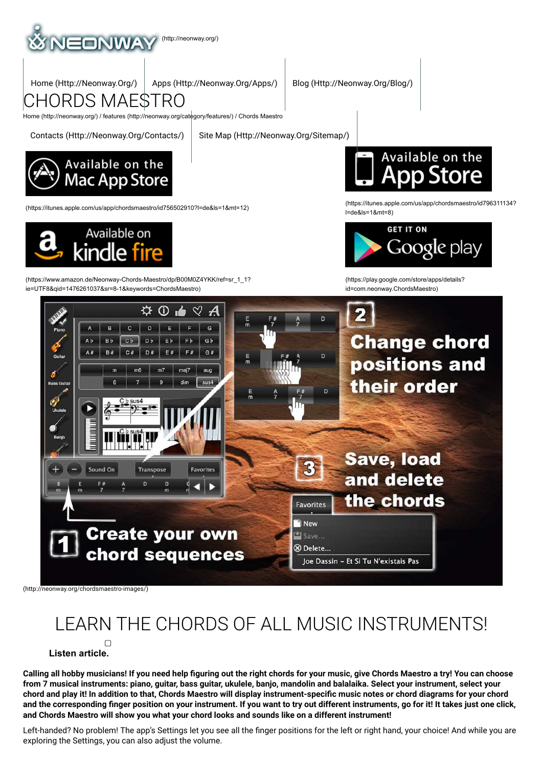(http://neonway.org/)

Home (Http://Neonway.Org/) | Apps (Http://Neonway.Org/Apps/) | Blog (Http://Neonway.Org/Blog/)

# CHORDS MAESTRO

Home (http://neonway.org/) / features (http://neonway.org/category/features/) / Chords Maestro

Contacts (Http://Neonway.Org/Contacts/) | Site Map (Http://Neonway.Org/Sitemap/)

(https://itunes.apple.com/us/app/chordsmaestro/id756502910?l=de&ls=1&mt=12)

(https://itunes.apple.com/us/app/chordsmaestro/id796311134?l=de&ls=1&mt=8)

(https://www.amazon.de/Neonway-Chords-Maestro/dp/B00M0Z4YKK/ref=sr_1_1?ie=UTF8&qid=1476261037&sr=8-1&keywords=ChordsMaestro)

(https://play.google.com/store/apps/details?id=com.neonway.ChordsMaestro)

(http://neonway.org/chordsmaestro-images/)

## LEARN THE CHORDS OF ALL MUSIC INSTRUMENTS!

**Listen article.**

**Calling all hobby musicians! If you need help figuring out the right chords for your music, give Chords Maestro a try! You can choose from 7 musical instruments: piano, guitar, bass guitar, ukulele, banjo, mandolin and balalaika. Select your instrument, select your chord and play it! In addition to that, Chords Maestro will display instrument-specific music notes or chord diagrams for your chord and the corresponding finger position on your instrument. If you want to try out different instruments, go for it! It takes just one click, and Chords Maestro will show you what your chord looks and sounds like on a different instrument!**

Left-handed? No problem! The app's Settings let you see all the finger positions for the left or right hand, your choice! And while you are exploring the Settings, you can also adjust the volume.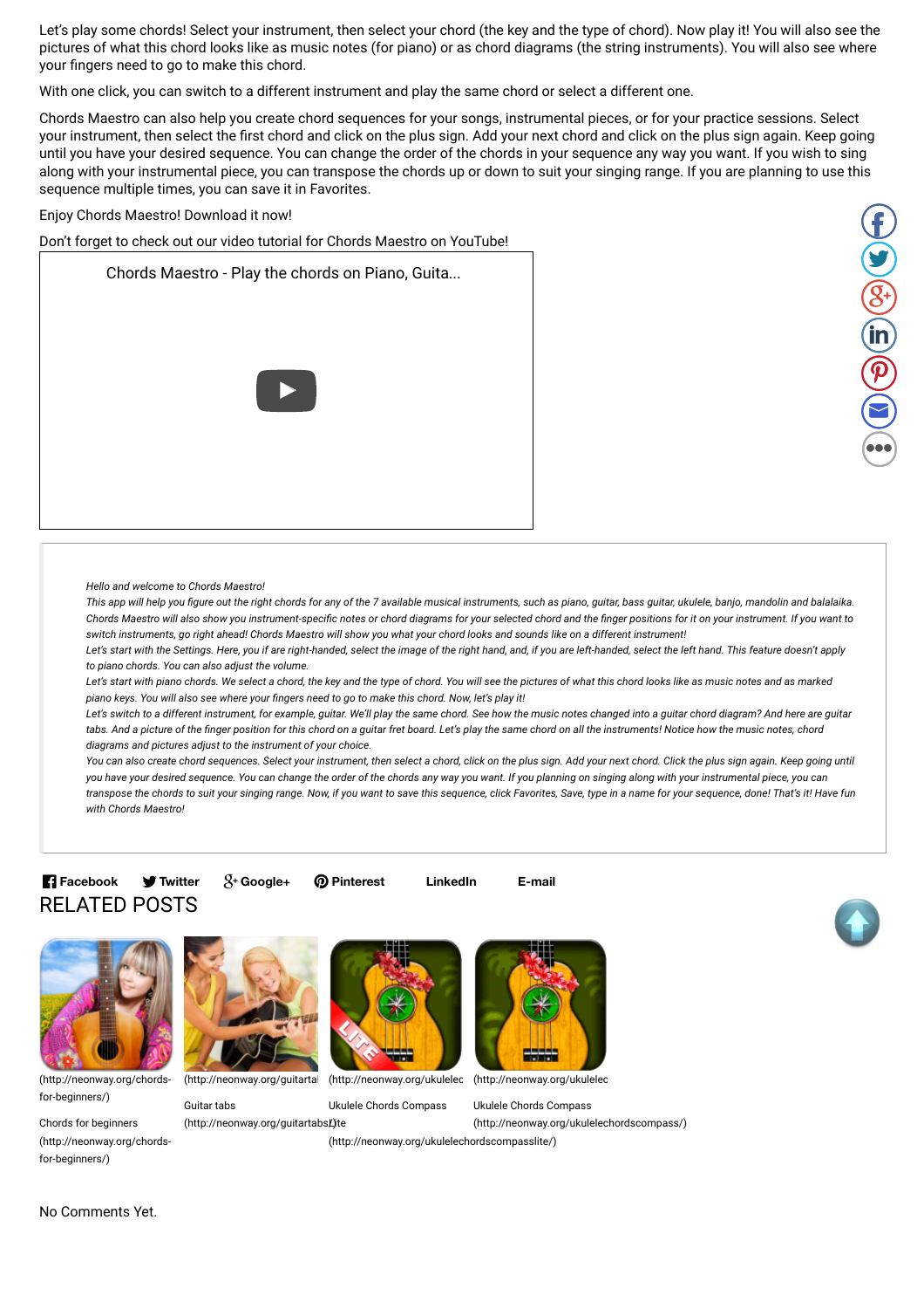Let's play some chords! Select your instrument, then select your chord (the key and the type of chord). Now play it! You will also see the pictures of what this chord looks like as music notes (for piano) or as chord diagrams (the string instruments). You will also see where your fingers need to go to make this chord.

With one click, you can switch to a different instrument and play the same chord or select a different one.

Chords Maestro can also help you create chord sequences for your songs, instrumental pieces, or for your practice sessions. Select your instrument, then select the first chord and click on the plus sign. Add your next chord and click on the plus sign again. Keep going until you have your desired sequence. You can change the order of the chords in your sequence any way you want. If you wish to sing along with your instrumental piece, you can transpose the chords up or down to suit your singing range. If you are planning to use this sequence multiple times, you can save it in Favorites.

Enjoy Chords Maestro! Download it now!

Don't forget to check out our video tutorial for Chords Maestro on YouTube!

Chords Maestro - Play the chords on Piano, Guita...

*Hello and welcome to Chords Maestro!*
*This app will help you figure out the right chords for any of the 7 available musical instruments, such as piano, guitar, bass guitar, ukulele, banjo, mandolin and balalaika. Chords Maestro will also show you instrument-specific notes or chord diagrams for your selected chord and the finger positions for it on your instrument. If you want to switch instruments, go right ahead! Chords Maestro will show you what your chord looks and sounds like on a different instrument!*
*Let's start with the Settings. Here, you if are right-handed, select the image of the right hand, and, if you are left-handed, select the left hand. This feature doesn't apply to piano chords. You can also adjust the volume.*
*Let's start with piano chords. We select a chord, the key and the type of chord. You will see the pictures of what this chord looks like as music notes and as marked piano keys. You will also see where your fingers need to go to make this chord. Now, let's play it!*
*Let's switch to a different instrument, for example, guitar. We'll play the same chord. See how the music notes changed into a guitar chord diagram? And here are guitar tabs. And a picture of the finger position for this chord on a guitar fret board. Let's play the same chord on all the instruments! Notice how the music notes, chord diagrams and pictures adjust to the instrument of your choice.*
*You can also create chord sequences. Select your instrument, then select a chord, click on the plus sign. Add your next chord. Click the plus sign again. Keep going until you have your desired sequence. You can change the order of the chords any way you want. If you planning on singing along with your instrumental piece, you can transpose the chords to suit your singing range. Now, if you want to save this sequence, click Favorites, Save, type in a name for your sequence, done! That's it! Have fun with Chords Maestro!*

**Facebook** **Twitter** **Google+** **Pinterest** **LinkedIn** **E-mail**

# RELATED POSTS

(http://neonway.org/chords-for-beginners/)
Chords for beginners (http://neonway.org/chords-for-beginners/)

(http://neonway.org/guitartabs/)
Guitar tabs (http://neonway.org/guitartabs/)

(http://neonway.org/ukulelechordscompasslite/)
Ukulele Chords Compass Lite (http://neonway.org/ukulelechordscompasslite/)

(http://neonway.org/ukulelechordscompass/)
Ukulele Chords Compass (http://neonway.org/ukulelechordscompass/)

No Comments Yet.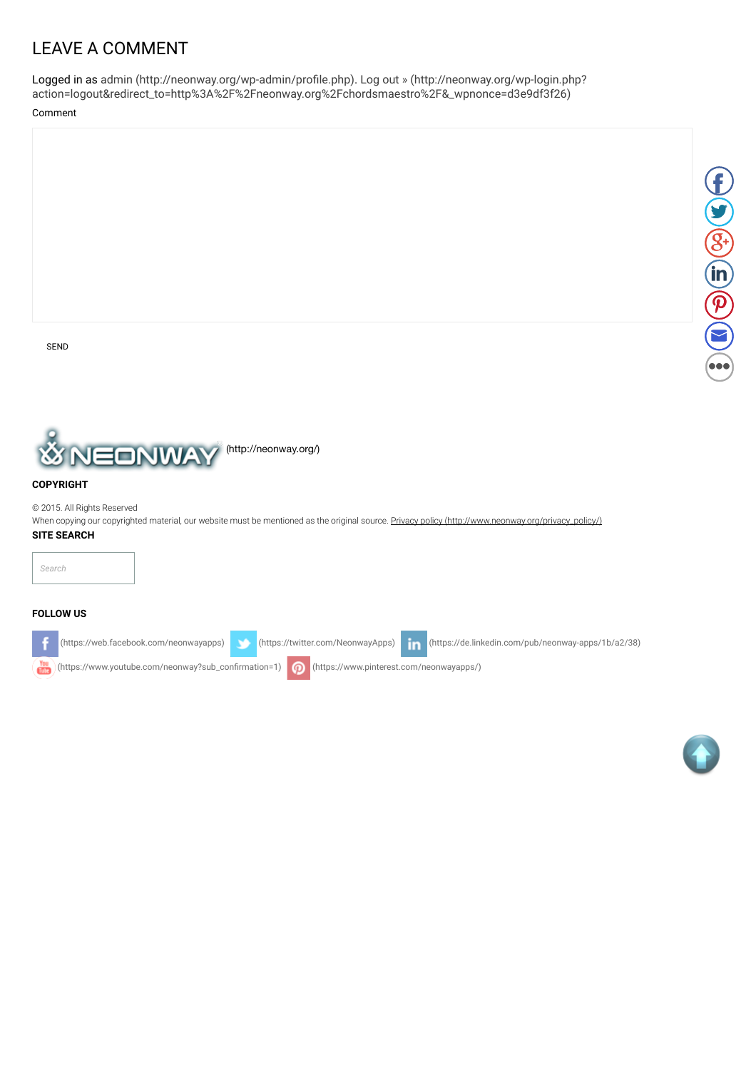## LEAVE A COMMENT

Logged in as admin (http://neonway.org/wp-admin/profile.php). Log out » (http://neonway.org/wp-login.php?action=logout&redirect_to=http%3A%2F%2Fneonway.org%2Fchordsmaestro%2F&_wpnonce=d3e9df3f26)

Comment

SEND

(http://neonway.org/)

**COPYRIGHT**

© 2015. All Rights Reserved

When copying our copyrighted material, our website must be mentioned as the original source. Privacy policy (http://www.neonway.org/privacy_policy/)

**SITE SEARCH**

Search

**FOLLOW US**

(https://web.facebook.com/neonwayapps) (https://twitter.com/NeonwayApps) (https://de.linkedin.com/pub/neonway-apps/1b/a2/38) (https://www.youtube.com/neonway?sub_confirmation=1) (https://www.pinterest.com/neonwayapps/)